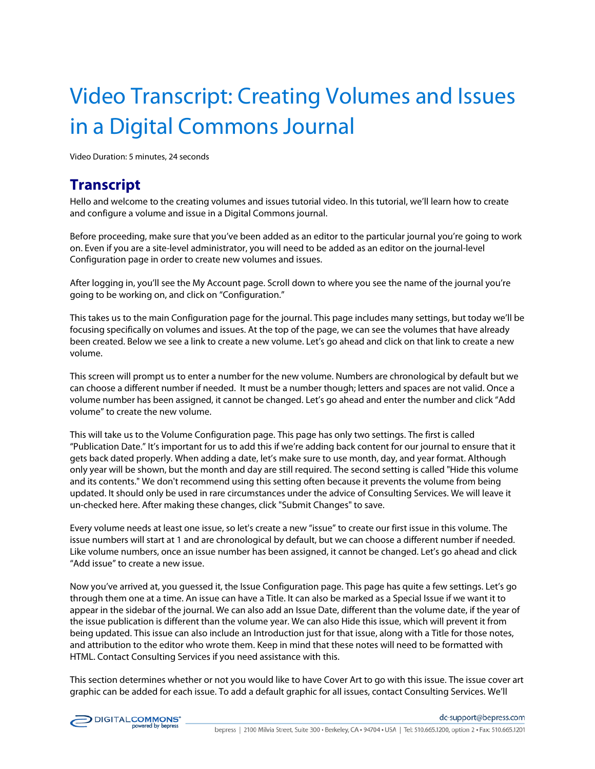# Video Transcript: Creating Volumes and Issues in a Digital Commons Journal

Video Duration: 5 minutes, 24 seconds

## Transcript

Hello and welcome to the creating volumes and issues tutorial video. In this tutorial, we'll learn how to create and configure a volume and issue in a Digital Commons journal.

Before proceeding, make sure that you've been added as an editor to the particular journal you're going to work on. Even if you are a site-level administrator, you will need to be added as an editor on the journal-level Configuration page in order to create new volumes and issues.

After logging in, you'll see the My Account page. Scroll down to where you see the name of the journal you're going to be working on, and click on "Configuration."

This takes us to the main Configuration page for the journal. This page includes many settings, but today we'll be focusing specifically on volumes and issues. At the top of the page, we can see the volumes that have already been created. Below we see a link to create a new volume. Let's go ahead and click on that link to create a new volume.

This screen will prompt us to enter a number for the new volume. Numbers are chronological by default but we can choose a different number if needed. It must be a number though; letters and spaces are not valid. Once a volume number has been assigned, it cannot be changed. Let's go ahead and enter the number and click "Add volume" to create the new volume.

This will take us to the Volume Configuration page. This page has only two settings. The first is called "Publication Date." It's important for us to add this if we're adding back content for our journal to ensure that it gets back dated properly. When adding a date, let's make sure to use month, day, and year format. Although only year will be shown, but the month and day are still required. The second setting is called "Hide this volume and its contents." We don't recommend using this setting often because it prevents the volume from being updated. It should only be used in rare circumstances under the advice of Consulting Services. We will leave it un-checked here. After making these changes, click "Submit Changes" to save.

Every volume needs at least one issue, so let's create a new "issue" to create our first issue in this volume. The issue numbers will start at 1 and are chronological by default, but we can choose a different number if needed. Like volume numbers, once an issue number has been assigned, it cannot be changed. Let's go ahead and click "Add issue" to create a new issue.

Now you've arrived at, you guessed it, the Issue Configuration page. This page has quite a few settings. Let's go through them one at a time. An issue can have a Title. It can also be marked as a Special Issue if we want it to appear in the sidebar of the journal. We can also add an Issue Date, different than the volume date, if the year of the issue publication is different than the volume year. We can also Hide this issue, which will prevent it from being updated. This issue can also include an Introduction just for that issue, along with a Title for those notes, and attribution to the editor who wrote them. Keep in mind that these notes will need to be formatted with HTML. Contact Consulting Services if you need assistance with this.

This section determines whether or not you would like to have Cover Art to go with this issue. The issue cover art graphic can be added for each issue. To add a default graphic for all issues, contact Consulting Services. We'll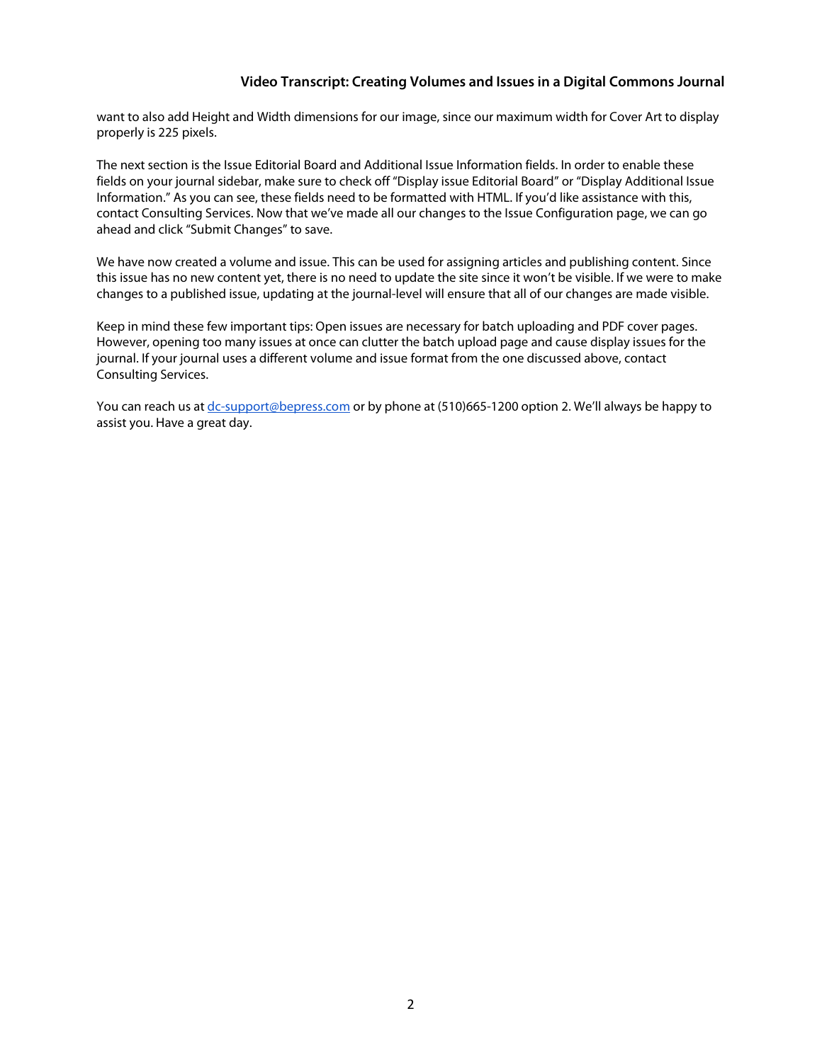want to also add Height and Width dimensions for our image, since our maximum width for Cover Art to display properly is 225 pixels.

The next section is the Issue Editorial Board and Additional Issue Information fields. In order to enable these fields on your journal sidebar, make sure to check off "Display issue Editorial Board" or "Display Additional Issue Information." As you can see, these fields need to be formatted with HTML. If you'd like assistance with this, contact Consulting Services. Now that we've made all our changes to the Issue Configuration page, we can go ahead and click "Submit Changes" to save.

We have now created a volume and issue. This can be used for assigning articles and publishing content. Since this issue has no new content yet, there is no need to update the site since it won't be visible. If we were to make changes to a published issue, updating at the journal-level will ensure that all of our changes are made visible.

Keep in mind these few important tips: Open issues are necessary for batch uploading and PDF cover pages. However, opening too many issues at once can clutter the batch upload page and cause display issues for the journal. If your journal uses a different volume and issue format from the one discussed above, contact Consulting Services.

You can reach us at [dc-support@bepress.com](mailto:dc-support@bepress.com) or by phone at (510)665-1200 option 2. We'll always be happy to assist you. Have a great day.